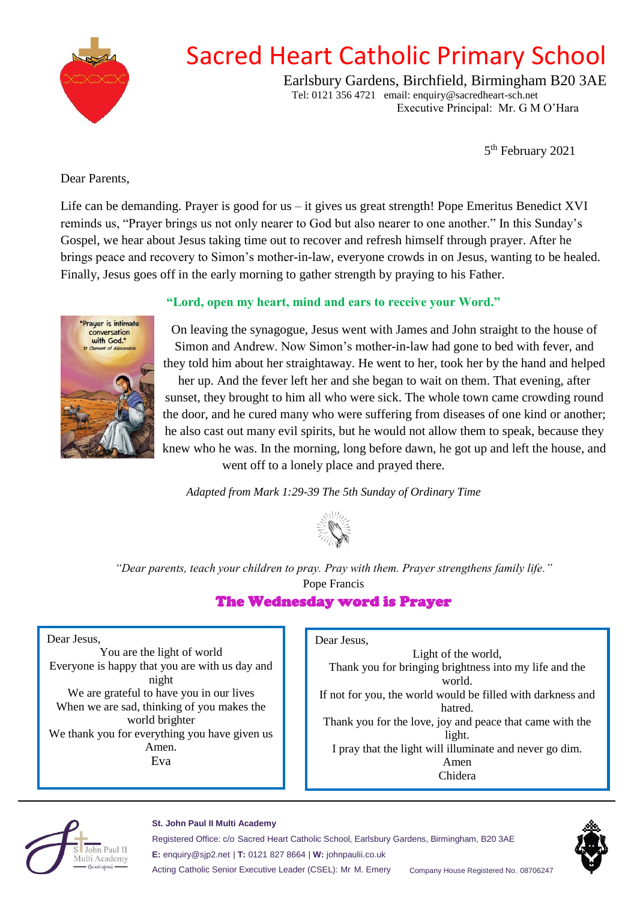# Sacred Heart Catholic Primary School

Earlsbury Gardens, Birchfield, Birmingham B20 3AE
Tel: 0121 356 4721 email: enquiry@sacredheart-sch.net
Executive Principal: Mr. G M O'Hara

5th February 2021

Dear Parents,

Life can be demanding. Prayer is good for us – it gives us great strength! Pope Emeritus Benedict XVI reminds us, "Prayer brings us not only nearer to God but also nearer to one another." In this Sunday's Gospel, we hear about Jesus taking time out to recover and refresh himself through prayer. After he brings peace and recovery to Simon's mother-in-law, everyone crowds in on Jesus, wanting to be healed. Finally, Jesus goes off in the early morning to gather strength by praying to his Father.

**"Lord, open my heart, mind and ears to receive your Word."**

"Prayer is intimate conversation with God."
*St Clement of Alexandria*

On leaving the synagogue, Jesus went with James and John straight to the house of Simon and Andrew. Now Simon's mother-in-law had gone to bed with fever, and they told him about her straightaway. He went to her, took her by the hand and helped her up. And the fever left her and she began to wait on them. That evening, after sunset, they brought to him all who were sick. The whole town came crowding round the door, and he cured many who were suffering from diseases of one kind or another; he also cast out many evil spirits, but he would not allow them to speak, because they knew who he was. In the morning, long before dawn, he got up and left the house, and went off to a lonely place and prayed there.

*Adapted from Mark 1:29-39 The 5th Sunday of Ordinary Time*

*"Dear parents, teach your children to pray. Pray with them. Prayer strengthens family life."*
Pope Francis

## The Wednesday word is Prayer

Dear Jesus,
You are the light of world
Everyone is happy that you are with us day and night
We are grateful to have you in our lives
When we are sad, thinking of you makes the world brighter
We thank you for everything you have given us
Amen.
Eva

Dear Jesus,
Light of the world,
Thank you for bringing brightness into my life and the world.
If not for you, the world would be filled with darkness and hatred.
Thank you for the love, joy and peace that came with the light.
I pray that the light will illuminate and never go dim.
Amen
Chidera

**St. John Paul II Multi Academy**
Registered Office: c/o Sacred Heart Catholic School, Earlsbury Gardens, Birmingham, B20 3AE
**E:** enquiry@sjp2.net | **T:** 0121 827 8664 | **W:** johnpaulii.co.uk
Acting Catholic Senior Executive Leader (CSEL): Mr M. Emery
Company House Registered No. 08706247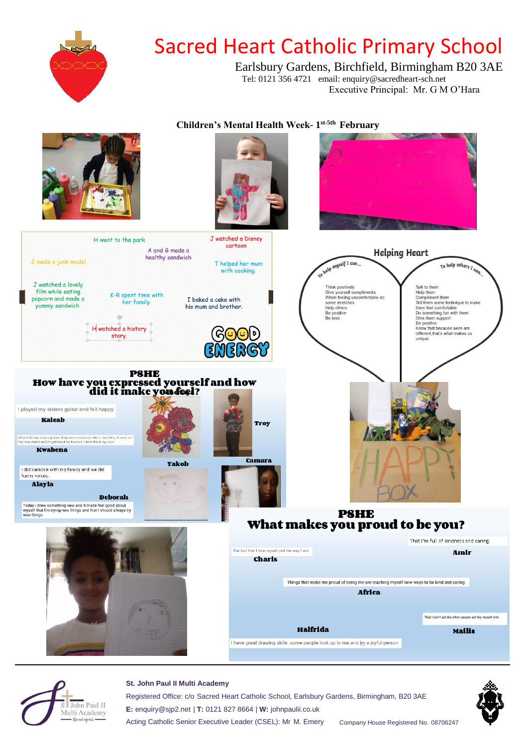# Sacred Heart Catholic Primary School

Earlsbury Gardens, Birchfield, Birmingham B20 3AE
Tel: 0121 356 4721 email: enquiry@sacredheart-sch.net
Executive Principal: Mr. G M O'Hara

## Children's Mental Health Week- 1st-5th February

H went to the park

J watched a Disney cartoon

A and G made a healthy sandwich

J made a junk model

T helped her mum with cooking.

J watched a lovely film while eating popcorn and made a yummy sandwich.

K-R spent time with her family.

I baked a cake with his mum and brother.

H watched a history story.

GOOD ENERGY

### Helping Heart

**To help myself I can...**

- Think positively
- Give yourself compliments.
- When feeling uncomfortable do some stretches
- Help others
- Be positive
- Be kind

**To help others I can...**

- Talk to them
- Help them
- Compliment them
- Tell them some technique to make them feel comfortable
- Do something fun with them
- Give them support
- Be positive
- Know that because were are different,that's what makes us unique.

### PSHE
### How have you expressed yourself and how did it make you feel?

I played my sisters guitar and felt happy
**Kaleah**

What I did was draw a picture of an anime character, when I drew him, it made me feel very elated and I forgot about my troubles. I drew this in my room.
**Kwabena**

I did karaoke with my family and we did funny voices.
**Alayla**

Today i drew something new and it made feel good about myself that I'm trying new things and that I should always try new things.
**Deborah**

**Yakob**

**Troy**

**Camara**

HAPPY BOX

### PSHE
### What makes you proud to be you?

That I'm full of kindness and caring.
**Amir**

The fact that I love myself just the way I am.
**Charis**

Things that make me proud of being me are teaching myself new ways to be kind and caring.
**Africa**

That I don't act like other people act like myself only
**Mailis**

**Halfrida**
I have great drawing skills ,some people look up to me,and im a joyful person

---

**St. John Paul II Multi Academy**
Registered Office: c/o Sacred Heart Catholic School, Earlsbury Gardens, Birmingham, B20 3AE
**E:** enquiry@sjp2.net | **T:** 0121 827 8664 | **W:** johnpaulii.co.uk
Acting Catholic Senior Executive Leader (CSEL): Mr M. Emery Company House Registered No. 08706247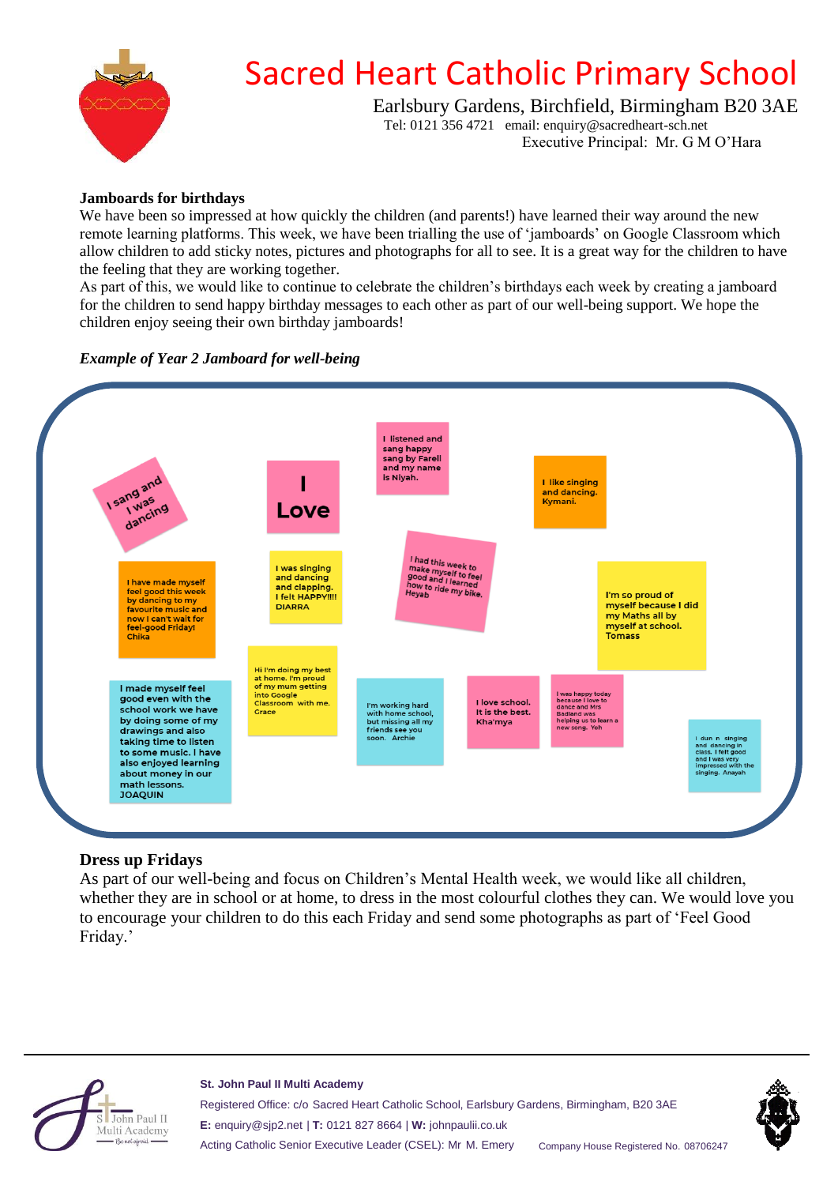# Sacred Heart Catholic Primary School

Earlsbury Gardens, Birchfield, Birmingham B20 3AE
Tel: 0121 356 4721 email: enquiry@sacredheart-sch.net
Executive Principal: Mr. G M O'Hara

**Jamboards for birthdays**

We have been so impressed at how quickly the children (and parents!) have learned their way around the new remote learning platforms. This week, we have been trialling the use of 'jamboards' on Google Classroom which allow children to add sticky notes, pictures and photographs for all to see. It is a great way for the children to have the feeling that they are working together.

As part of this, we would like to continue to celebrate the children's birthdays each week by creating a jamboard for the children to send happy birthday messages to each other as part of our well-being support. We hope the children enjoy seeing their own birthday jamboards!

***Example of Year 2 Jamboard for well-being***

I sang and I was dancing

I Love

I listened and sang happy sang by Farell and my name is Niyah.

I like singing and dancing. Kymani.

I have made myself feel good this week by dancing to my favourite music and now I can't wait for feel-good Friday! Chika

I was singing and dancing and clapping. I felt HAPPY!!!!! DIARRA

I had this week to make myself to feel good and I learned how to ride my bike. Heyab

I'm so proud of myself because I did my Maths all by myself at school. Tomass

Hi I'm doing my best at home. I'm proud of my mum getting into Google Classroom with me. Grace

I made myself feel good even with the school work we have by doing some of my drawings and also taking time to listen to some music. I have also enjoyed learning about money in our math lessons. JOAQUIN

I'm working hard with home school, but missing all my friends see you soon. Archie

I love school. It is the best. Kha'mya

I was happy today because I love to dance and Mrs Badland was helping us to learn a new song. Yoh

I dun n singing and dancing in class. I felt good and I was very impressed with the singing. Anayah

**Dress up Fridays**

As part of our well-being and focus on Children's Mental Health week, we would like all children, whether they are in school or at home, to dress in the most colourful clothes they can. We would love you to encourage your children to do this each Friday and send some photographs as part of 'Feel Good Friday.'

**St. John Paul II Multi Academy**
Registered Office: c/o Sacred Heart Catholic School, Earlsbury Gardens, Birmingham, B20 3AE
**E:** enquiry@sjp2.net | **T:** 0121 827 8664 | **W:** johnpaulii.co.uk
Acting Catholic Senior Executive Leader (CSEL): Mr M. Emery
Company House Registered No. 08706247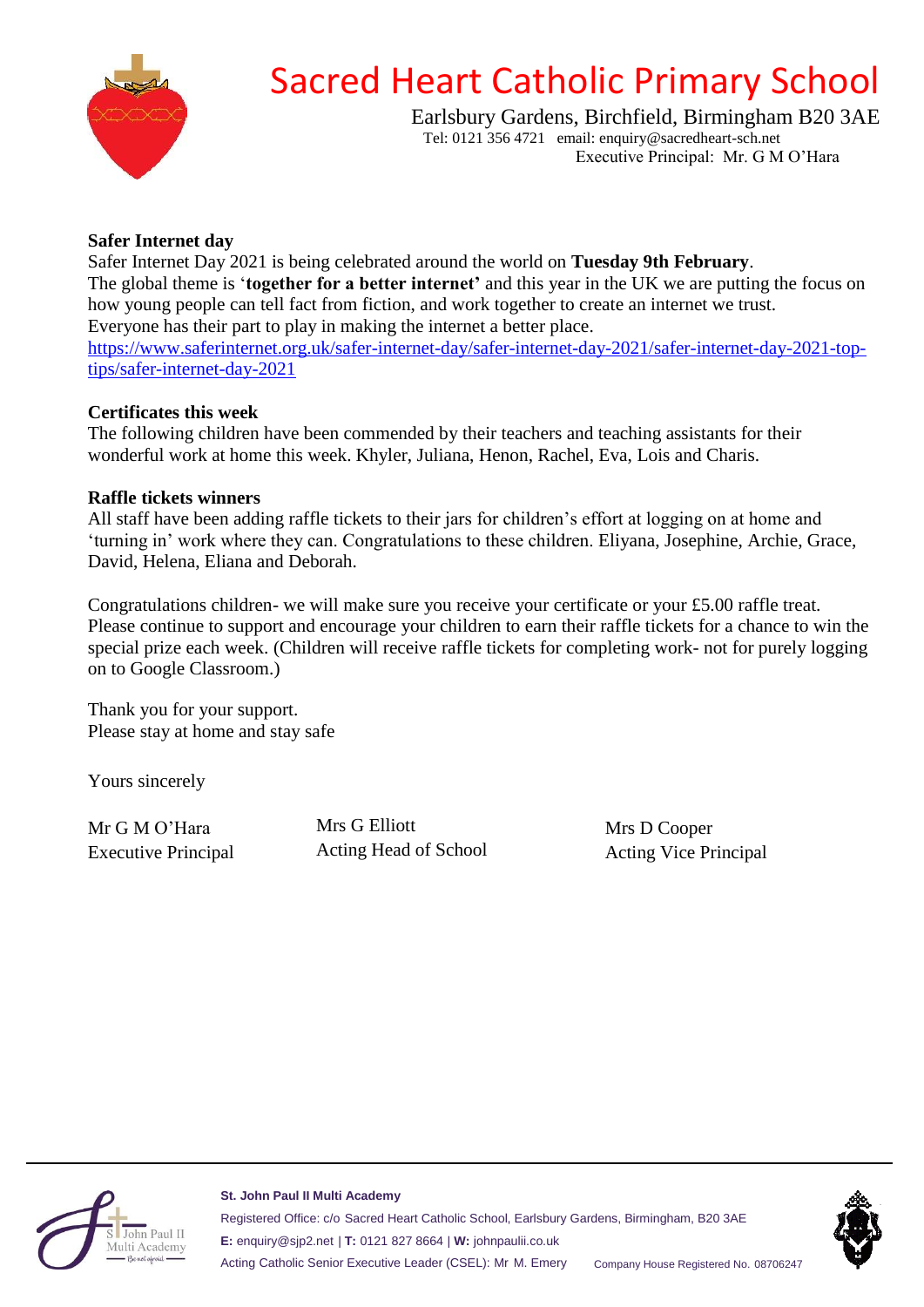# Sacred Heart Catholic Primary School

Earlsbury Gardens, Birchfield, Birmingham B20 3AE
Tel: 0121 356 4721 email: enquiry@sacredheart-sch.net
Executive Principal: Mr. G M O'Hara

**Safer Internet day**

Safer Internet Day 2021 is being celebrated around the world on **Tuesday 9th February**.
The global theme is '**together for a better internet'** and this year in the UK we are putting the focus on how young people can tell fact from fiction, and work together to create an internet we trust.
Everyone has their part to play in making the internet a better place.
[https://www.saferinternet.org.uk/safer-internet-day/safer-internet-day-2021/safer-internet-day-2021-top-tips/safer-internet-day-2021](https://www.saferinternet.org.uk/safer-internet-day/safer-internet-day-2021/safer-internet-day-2021-top-tips/safer-internet-day-2021)

**Certificates this week**

The following children have been commended by their teachers and teaching assistants for their wonderful work at home this week. Khyler, Juliana, Henon, Rachel, Eva, Lois and Charis.

**Raffle tickets winners**

All staff have been adding raffle tickets to their jars for children's effort at logging on at home and 'turning in' work where they can. Congratulations to these children. Eliyana, Josephine, Archie, Grace, David, Helena, Eliana and Deborah.

Congratulations children- we will make sure you receive your certificate or your £5.00 raffle treat.
Please continue to support and encourage your children to earn their raffle tickets for a chance to win the special prize each week. (Children will receive raffle tickets for completing work- not for purely logging on to Google Classroom.)

Thank you for your support.
Please stay at home and stay safe

Yours sincerely

Mr G M O'Hara
Executive Principal

Mrs G Elliott
Acting Head of School

Mrs D Cooper
Acting Vice Principal

**St. John Paul II Multi Academy**
Registered Office: c/o Sacred Heart Catholic School, Earlsbury Gardens, Birmingham, B20 3AE
**E:** enquiry@sjp2.net | **T:** 0121 827 8664 | **W:** johnpaulii.co.uk
Acting Catholic Senior Executive Leader (CSEL): Mr M. Emery Company House Registered No. 08706247